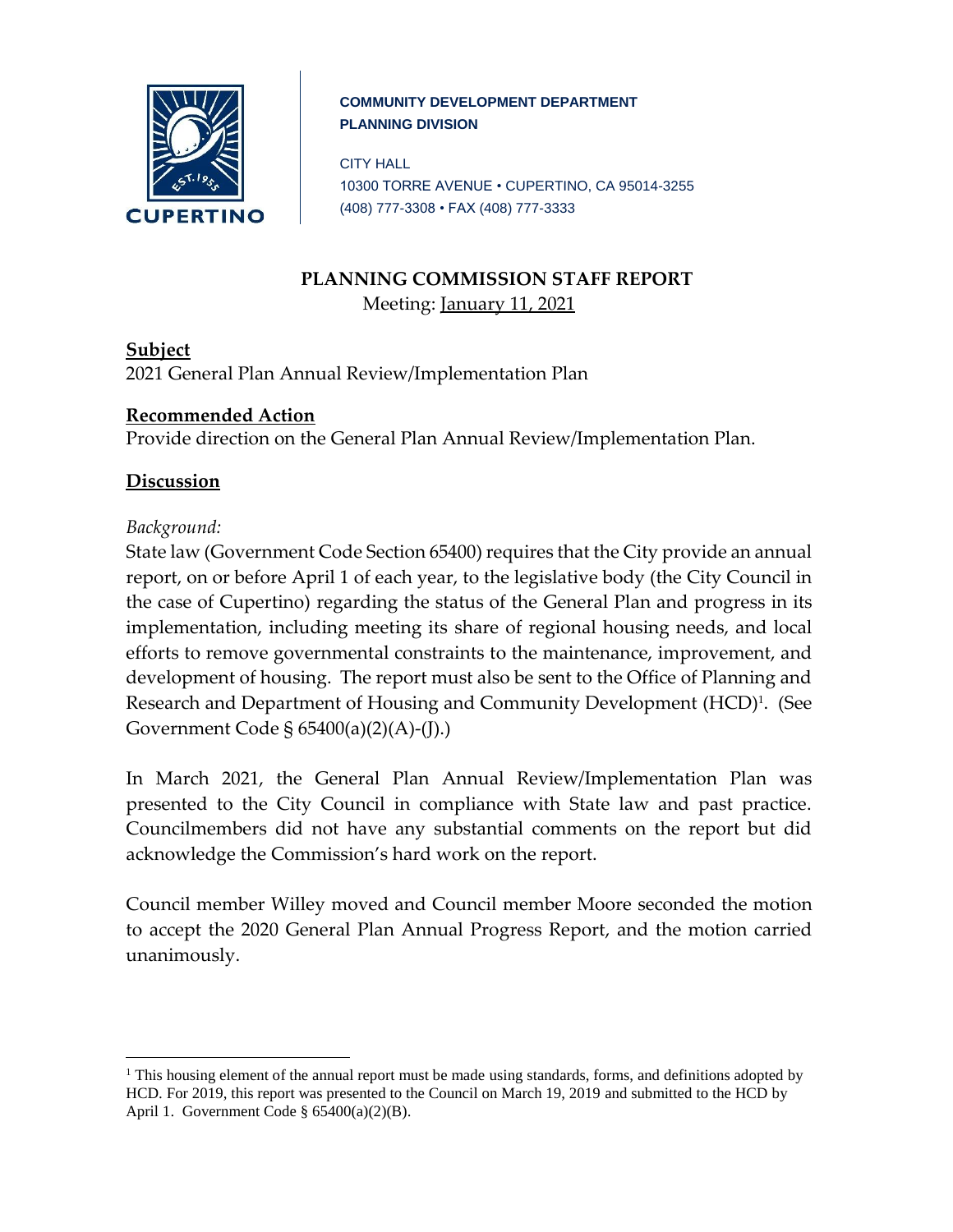**COMMUNITY DEVELOPMENT DEPARTMENT**
**PLANNING DIVISION**

CITY HALL
10300 TORRE AVENUE • CUPERTINO, CA 95014-3255
(408) 777-3308 • FAX (408) 777-3333

# PLANNING COMMISSION STAFF REPORT

Meeting: January 11, 2021

## Subject

2021 General Plan Annual Review/Implementation Plan

## Recommended Action

Provide direction on the General Plan Annual Review/Implementation Plan.

## Discussion

*Background:*

State law (Government Code Section 65400) requires that the City provide an annual report, on or before April 1 of each year, to the legislative body (the City Council in the case of Cupertino) regarding the status of the General Plan and progress in its implementation, including meeting its share of regional housing needs, and local efforts to remove governmental constraints to the maintenance, improvement, and development of housing. The report must also be sent to the Office of Planning and Research and Department of Housing and Community Development (HCD)[1]. (See Government Code § 65400(a)(2)(A)-(J).)

In March 2021, the General Plan Annual Review/Implementation Plan was presented to the City Council in compliance with State law and past practice. Councilmembers did not have any substantial comments on the report but did acknowledge the Commission's hard work on the report.

Council member Willey moved and Council member Moore seconded the motion to accept the 2020 General Plan Annual Progress Report, and the motion carried unanimously.

---

[1] This housing element of the annual report must be made using standards, forms, and definitions adopted by HCD. For 2019, this report was presented to the Council on March 19, 2019 and submitted to the HCD by April 1. Government Code § 65400(a)(2)(B).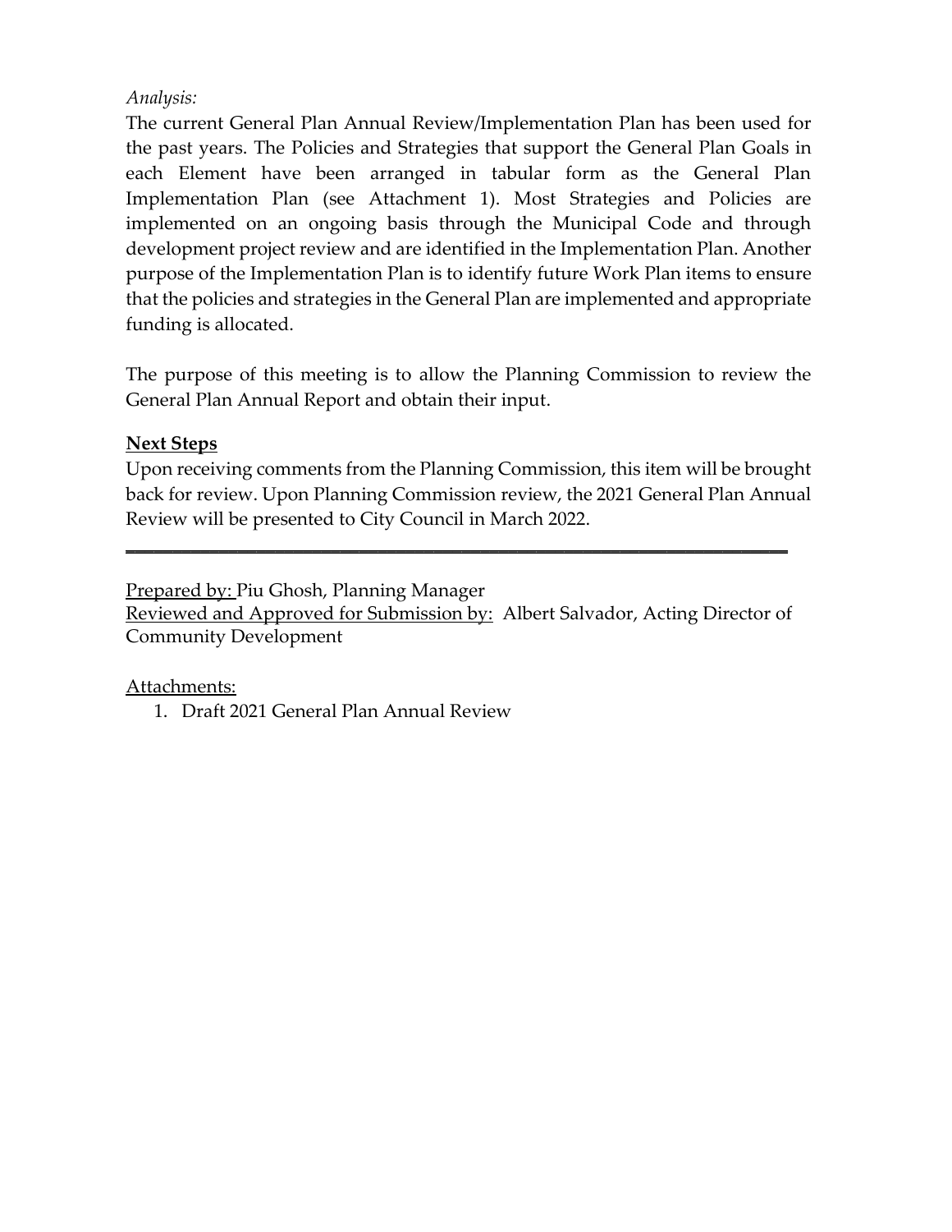*Analysis:*

The current General Plan Annual Review/Implementation Plan has been used for the past years. The Policies and Strategies that support the General Plan Goals in each Element have been arranged in tabular form as the General Plan Implementation Plan (see Attachment 1). Most Strategies and Policies are implemented on an ongoing basis through the Municipal Code and through development project review and are identified in the Implementation Plan. Another purpose of the Implementation Plan is to identify future Work Plan items to ensure that the policies and strategies in the General Plan are implemented and appropriate funding is allocated.

The purpose of this meeting is to allow the Planning Commission to review the General Plan Annual Report and obtain their input.

**Next Steps**

Upon receiving comments from the Planning Commission, this item will be brought back for review. Upon Planning Commission review, the 2021 General Plan Annual Review will be presented to City Council in March 2022.

---

Prepared by: Piu Ghosh, Planning Manager
Reviewed and Approved for Submission by: Albert Salvador, Acting Director of Community Development

Attachments:

1. Draft 2021 General Plan Annual Review